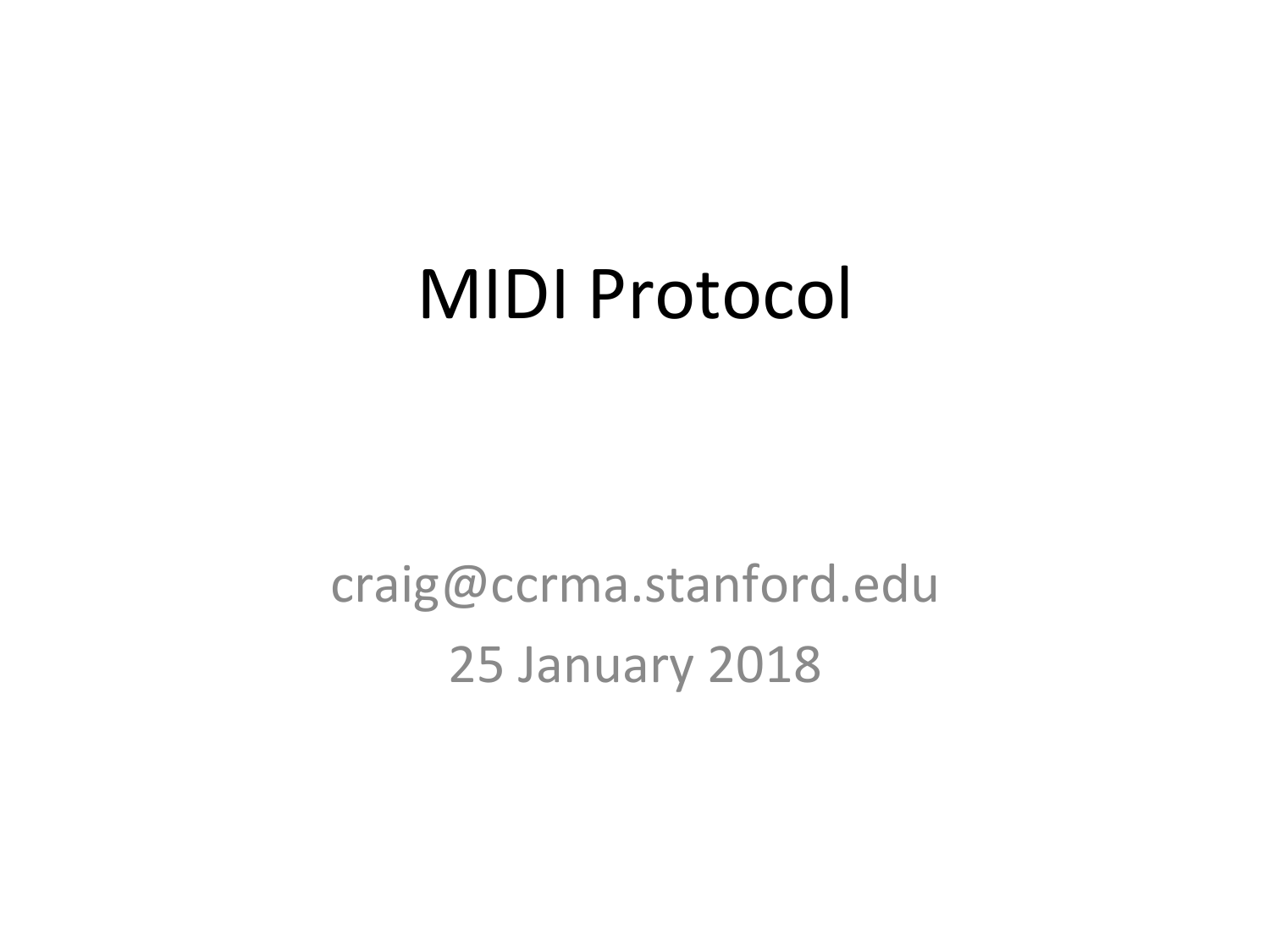# MIDI Protocol

craig@ccrma.stanford.edu

25 January 2018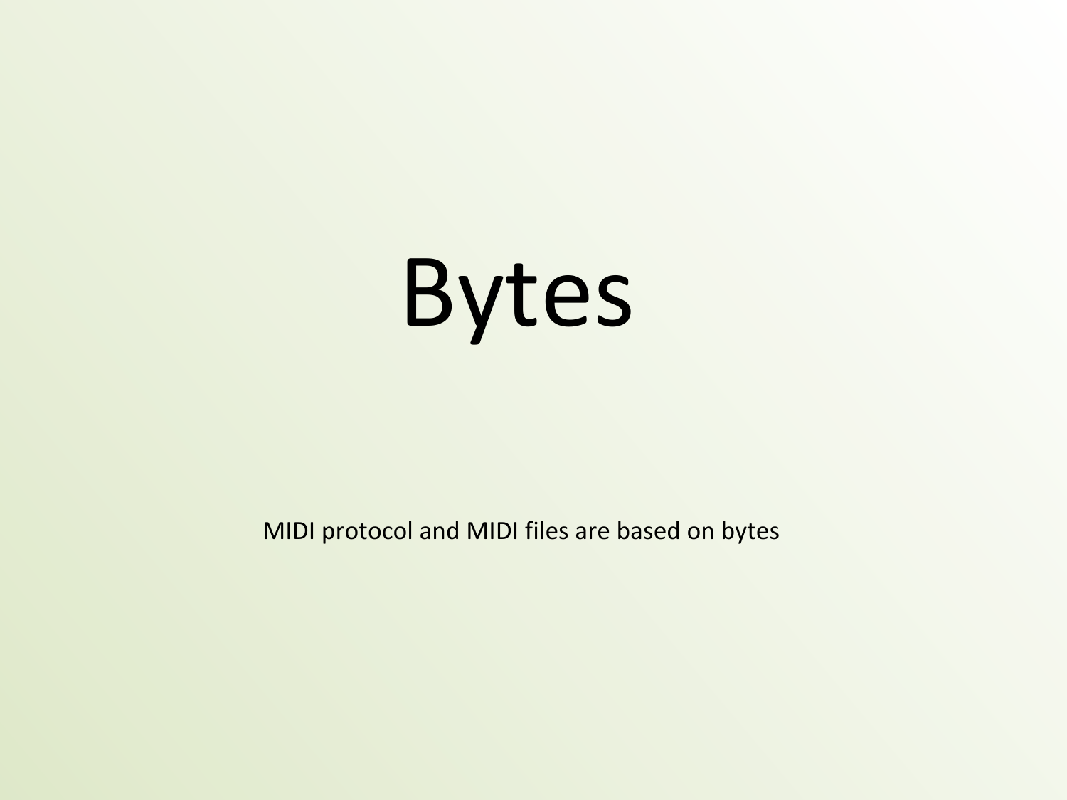# Bytes

MIDI protocol and MIDI files are based on bytes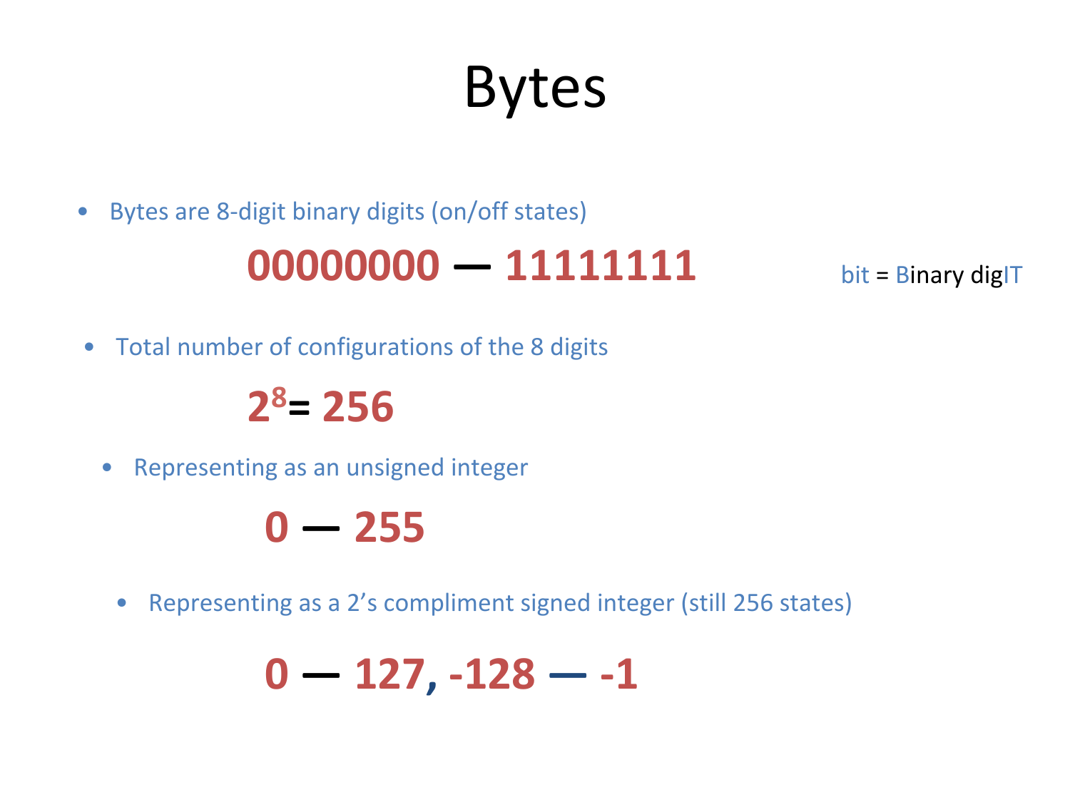# Bytes

- Bytes are 8-digit binary digits (on/off states)

**00000000 — 11111111**

bit = Binary digIT

- Total number of configurations of the 8 digits

**$2^8$= 256**

- Representing as an unsigned integer

**0 — 255**

- Representing as a 2's compliment signed integer (still 256 states)

**0 — 127, -128 — -1**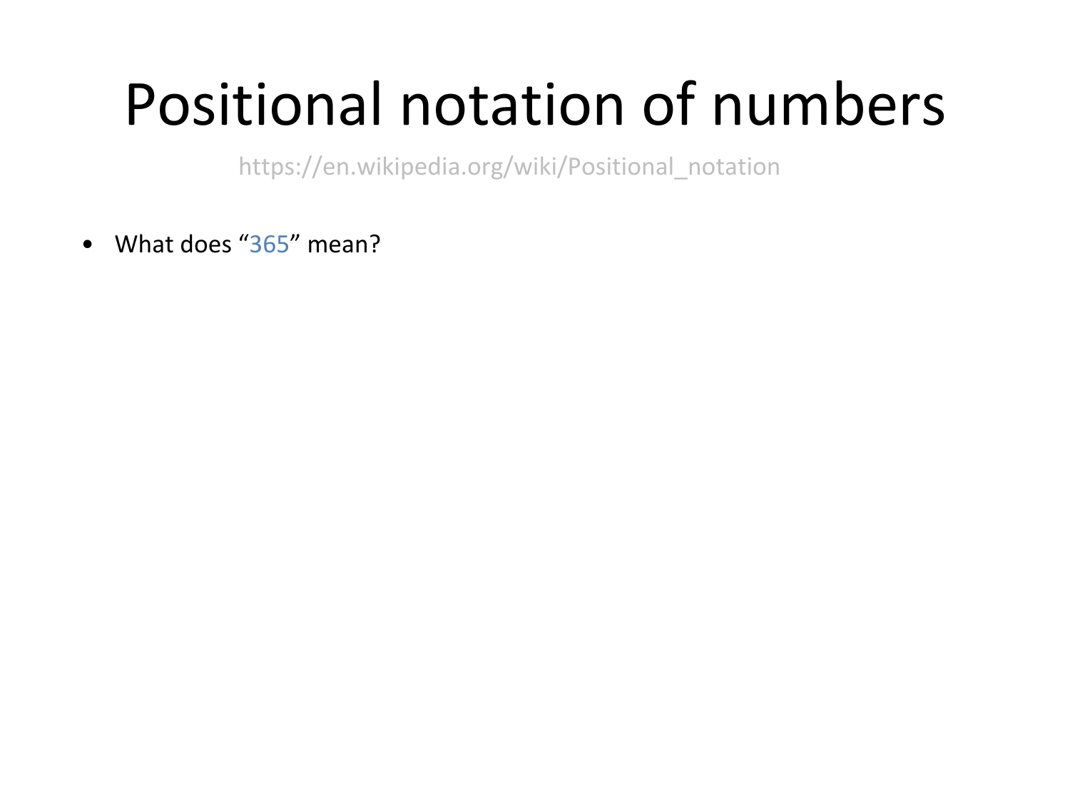# Positional notation of numbers

https://en.wikipedia.org/wiki/Positional_notation

- What does "365" mean?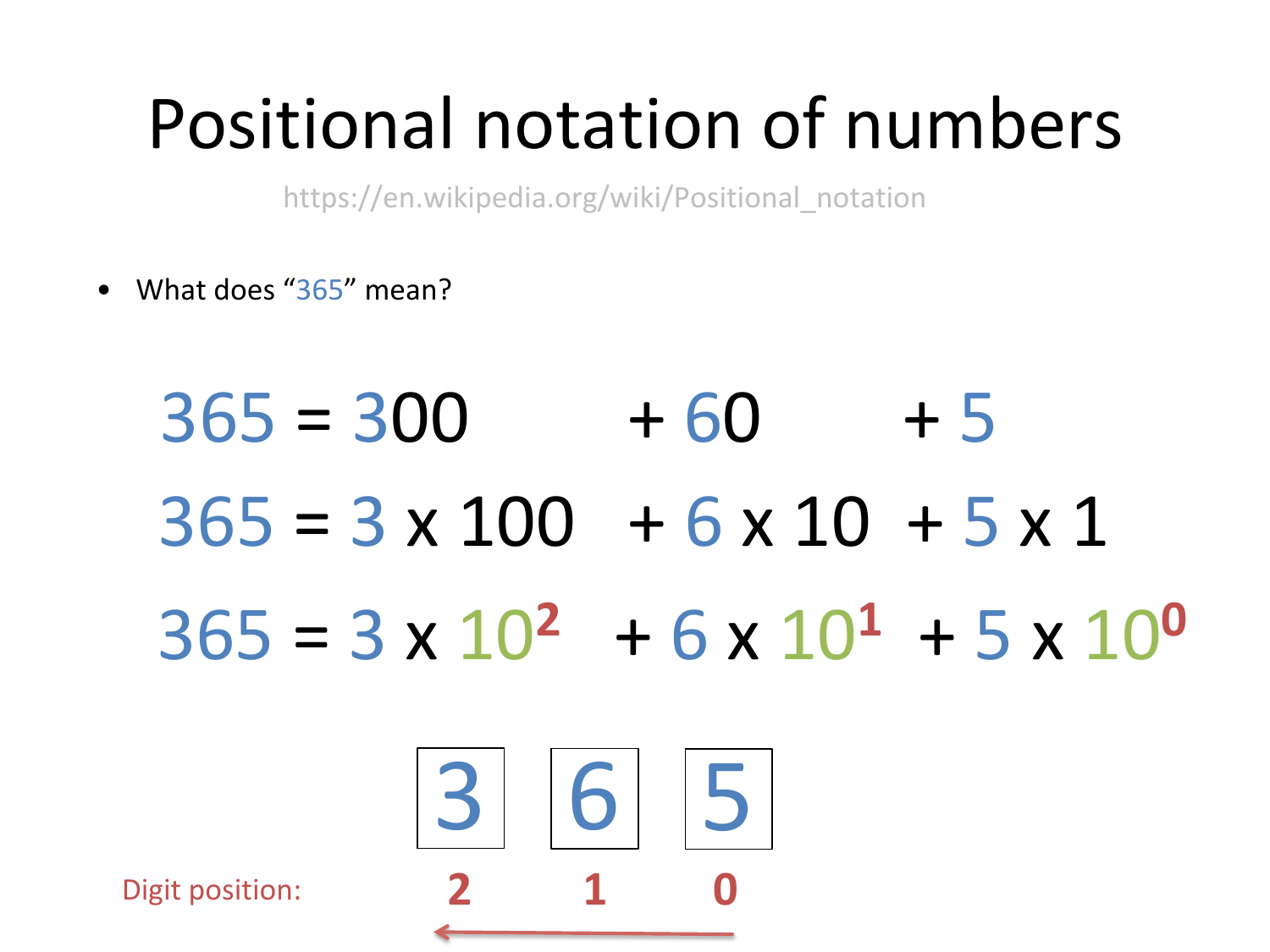# Positional notation of numbers

https://en.wikipedia.org/wiki/Positional_notation

- What does "365" mean?

$$365 = 300 + 60 + 5$$

$$365 = 3 \times 100 + 6 \times 10 + 5 \times 1$$

$$365 = 3 \times 10^2 + 6 \times 10^1 + 5 \times 10^0$$

| 3 | 6 | 5 |
|---|---|---|
| 2 | 1 | 0 |

Digit position: 2 1 0 (increasing from right to left)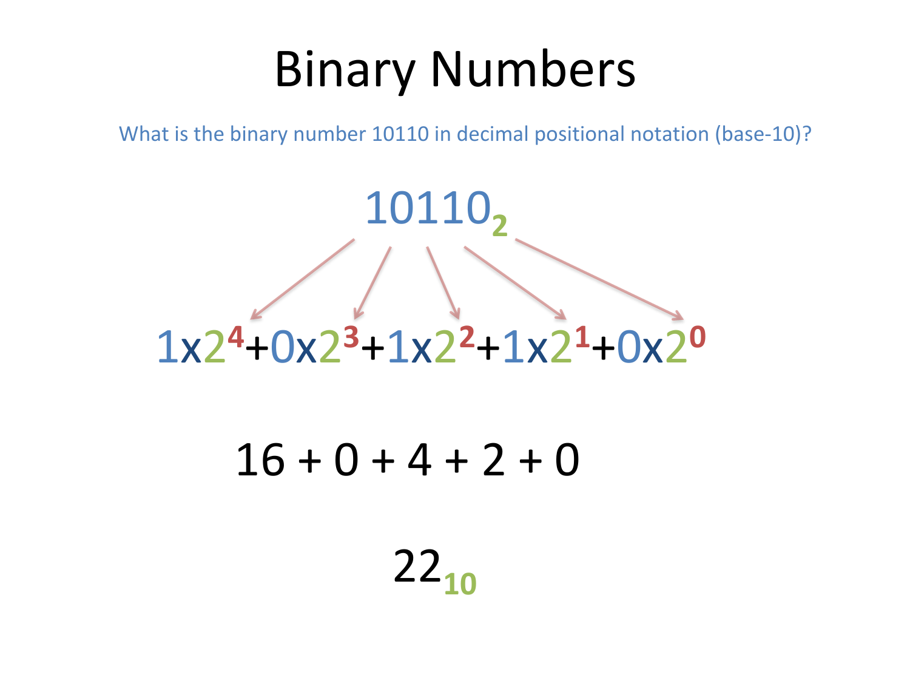# Binary Numbers

What is the binary number 10110 in decimal positional notation (base-10)?

$$10110_2$$

$$1 \times 2^4 + 0 \times 2^3 + 1 \times 2^2 + 1 \times 2^1 + 0 \times 2^0$$

$$16 + 0 + 4 + 2 + 0$$

$$22_{10}$$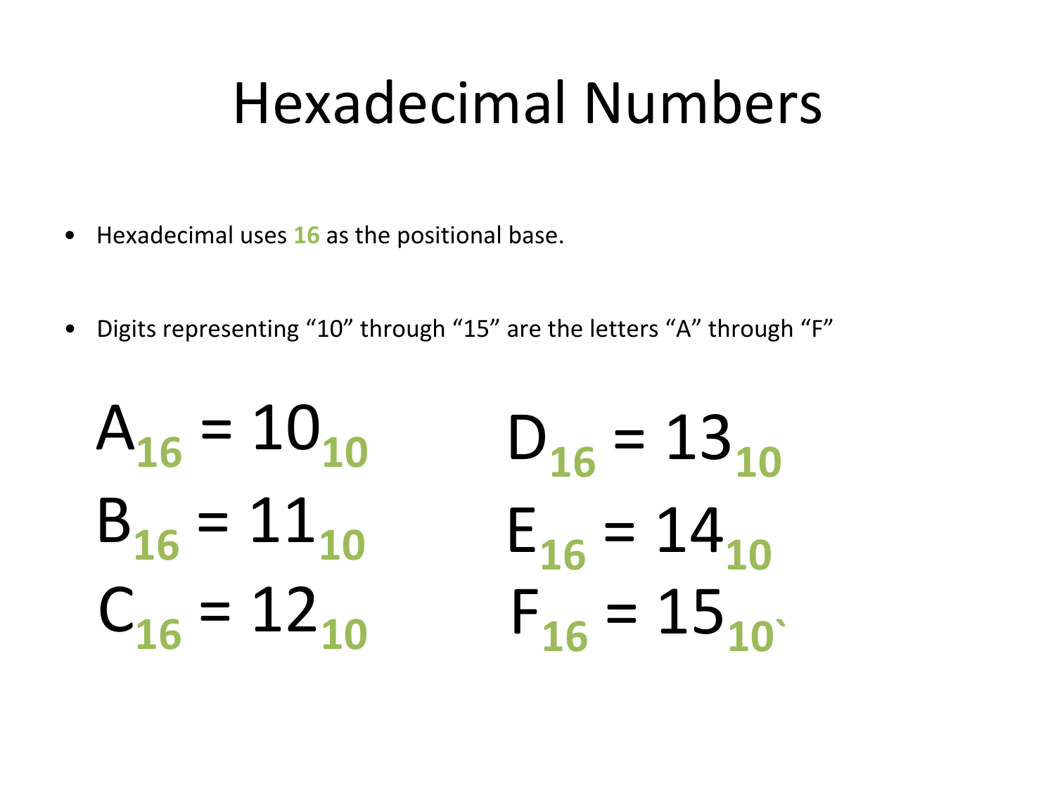# Hexadecimal Numbers

- Hexadecimal uses **16** as the positional base.
- Digits representing “10” through “15” are the letters “A” through “F”

$A_{16} = 10_{10}$

$B_{16} = 11_{10}$

$C_{16} = 12_{10}$

$D_{16} = 13_{10}$

$E_{16} = 14_{10}$

$F_{16} = 15_{10`}$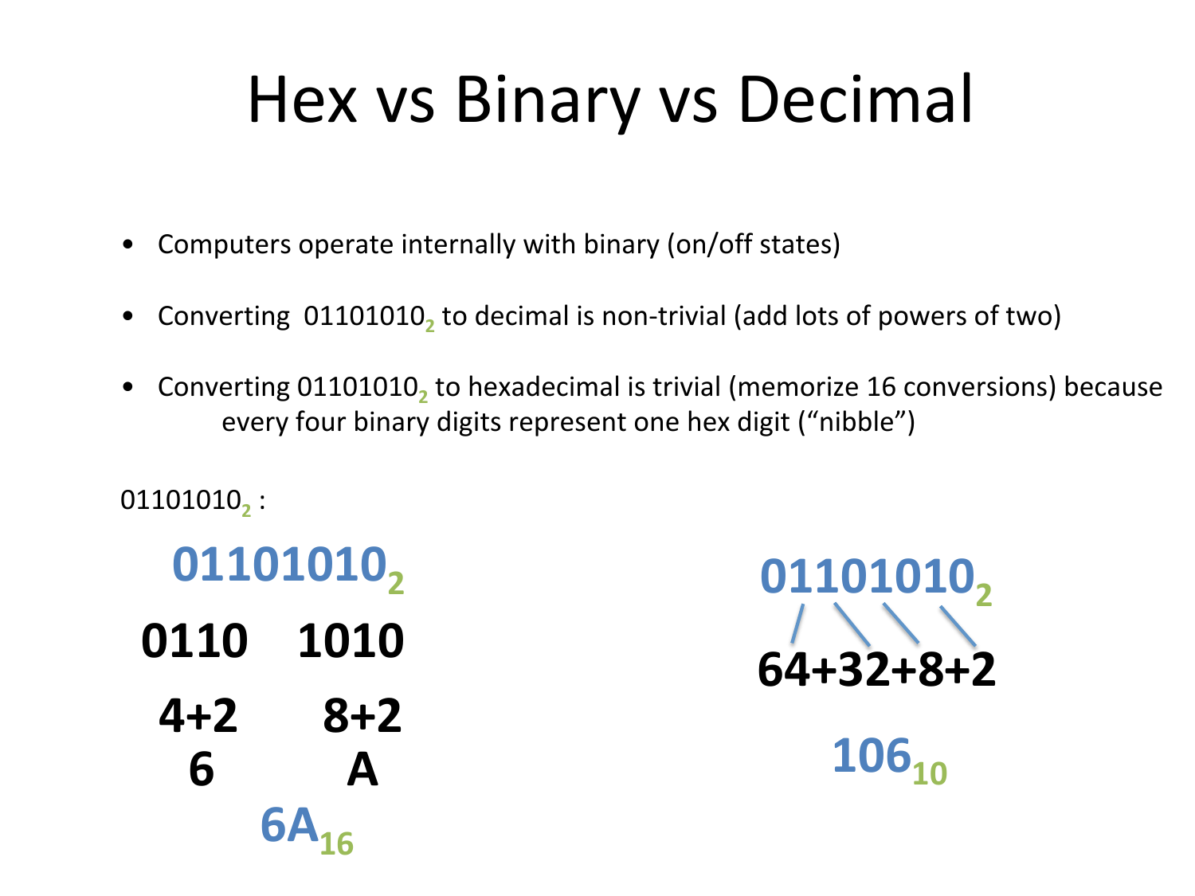# Hex vs Binary vs Decimal

- Computers operate internally with binary (on/off states)
- Converting $01101010_2$ to decimal is non-trivial (add lots of powers of two)
- Converting $01101010_2$ to hexadecimal is trivial (memorize 16 conversions) because every four binary digits represent one hex digit ("nibble")

$01101010_2$ :

**$01101010_2$**

**0110 1010**

**4+2 8+2**

**6 A**

**$6A_{16}$**

**$01101010_2$**

**64+32+8+2**

**$106_{10}$**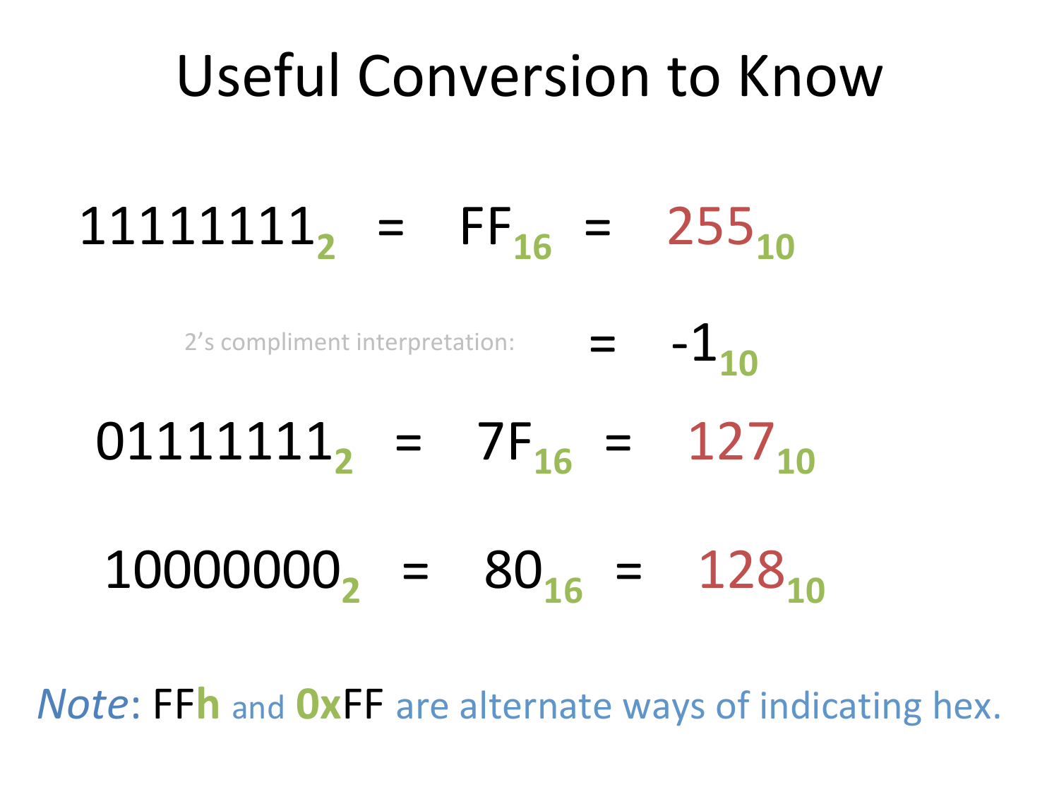# Useful Conversion to Know

$$11111111_2 = FF_{16} = 255_{10}$$

2's compliment interpretation: $= -1_{10}$

$$01111111_2 = 7F_{16} = 127_{10}$$

$$10000000_2 = 80_{16} = 128_{10}$$

*Note*: FF**h** and **0x**FF are alternate ways of indicating hex.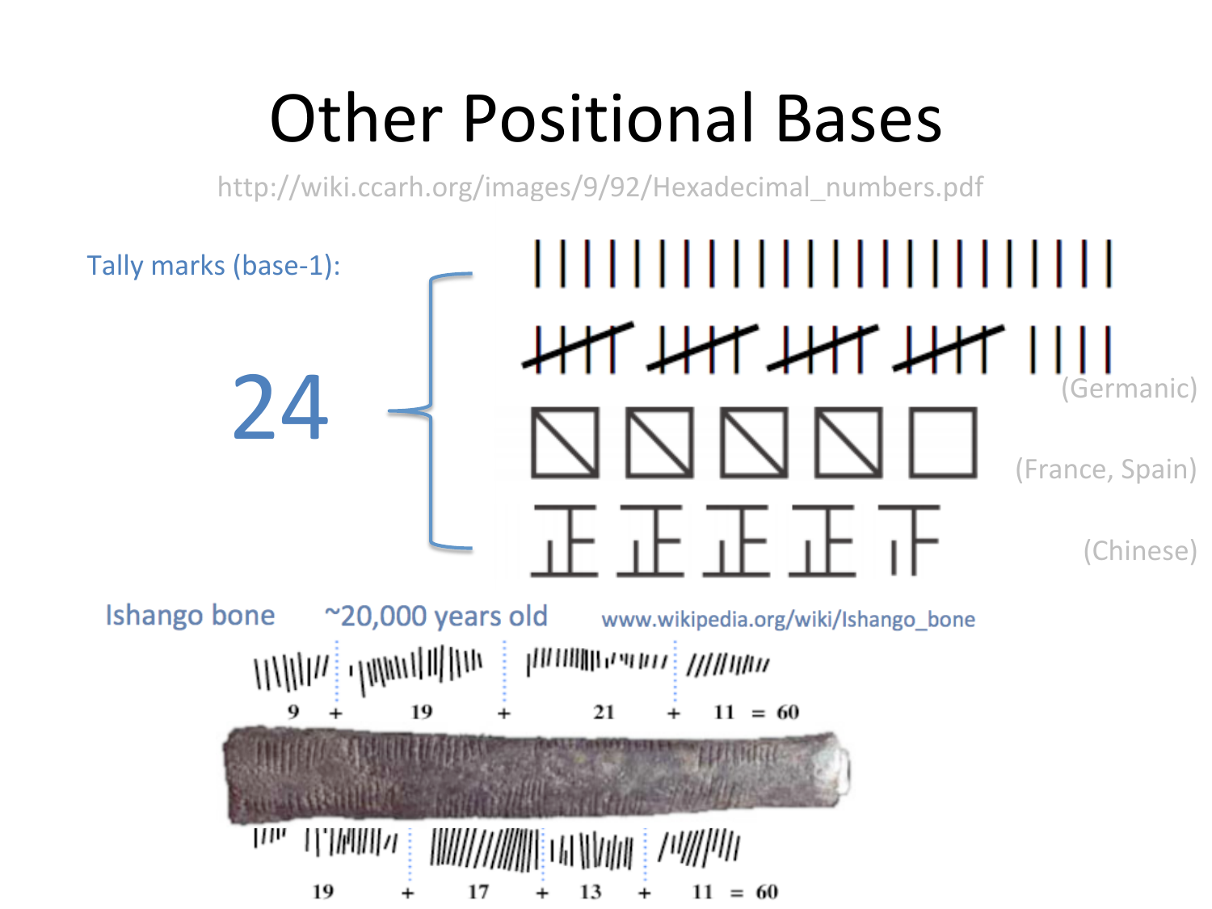# Other Positional Bases

http://wiki.ccarh.org/images/9/92/Hexadecimal_numbers.pdf

Tally marks (base-1):

24

(Germanic)

(France, Spain)

(Chinese)

Ishango bone ~20,000 years old www.wikipedia.org/wiki/Ishango_bone

9 + 19 + 21 + 11 = 60

19 + 17 + 13 + 11 = 60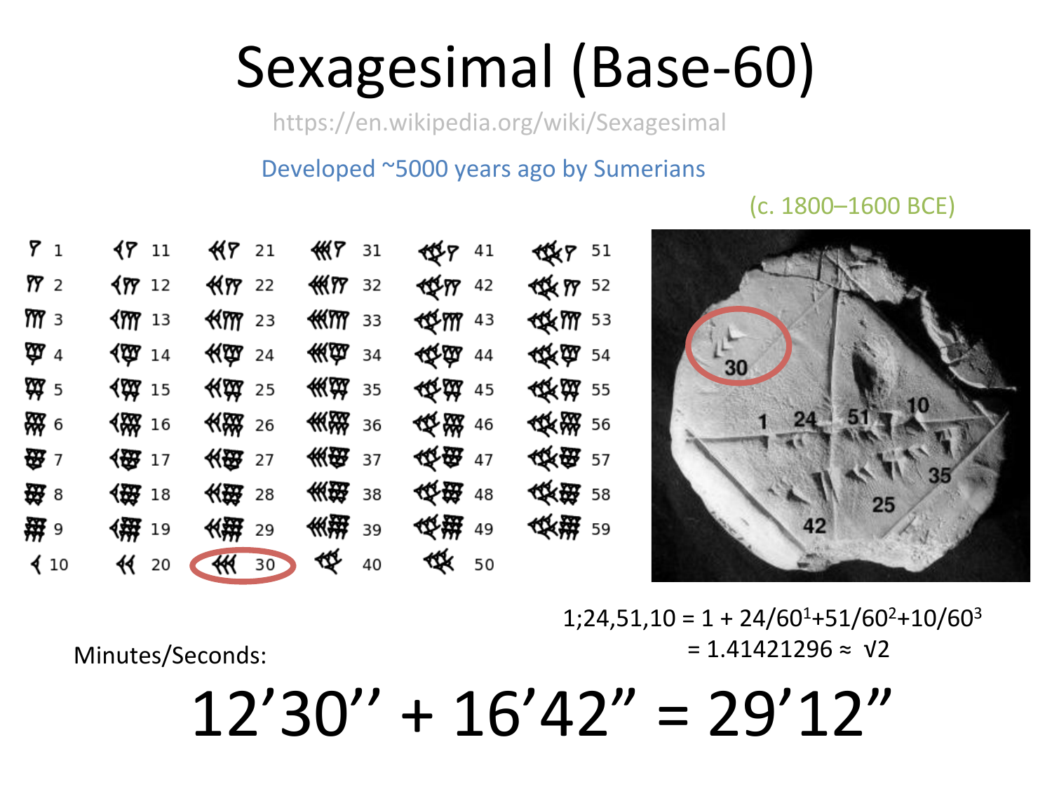# Sexagesimal (Base-60)

https://en.wikipedia.org/wiki/Sexagesimal

Developed ~5000 years ago by Sumerians

(c. 1800–1600 BCE)

| | | | | | |
|---|---|---|---|---|---|
| 1 | 11 | 21 | 31 | 41 | 51 |
| 2 | 12 | 22 | 32 | 42 | 52 |
| 3 | 13 | 23 | 33 | 43 | 53 |
| 4 | 14 | 24 | 34 | 44 | 54 |
| 5 | 15 | 25 | 35 | 45 | 55 |
| 6 | 16 | 26 | 36 | 46 | 56 |
| 7 | 17 | 27 | 37 | 47 | 57 |
| 8 | 18 | 28 | 38 | 48 | 58 |
| 9 | 19 | 29 | 39 | 49 | 59 |
| 10 | 20 | 30 | 40 | 50 | |

30

1 24 51 10

35

25

42

$$1;24,51,10 = 1 + 24/60^1 + 51/60^2 + 10/60^3$$
$$= 1.41421296 \approx \sqrt{2}$$

Minutes/Seconds:

$$12'30'' + 16'42'' = 29'12''$$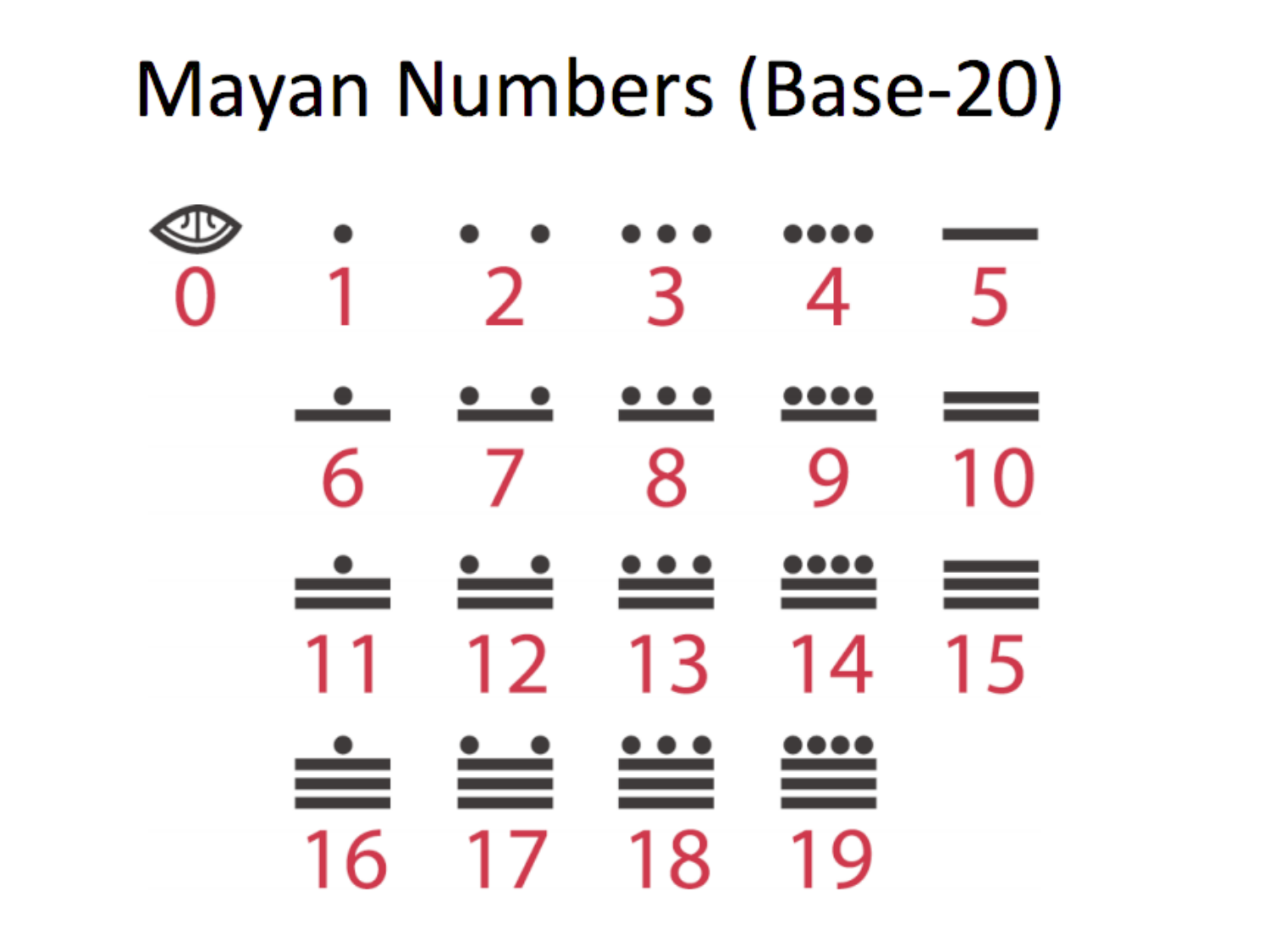# Mayan Numbers (Base-20)

0 1 2 3 4 5

6 7 8 9 10

11 12 13 14 15

16 17 18 19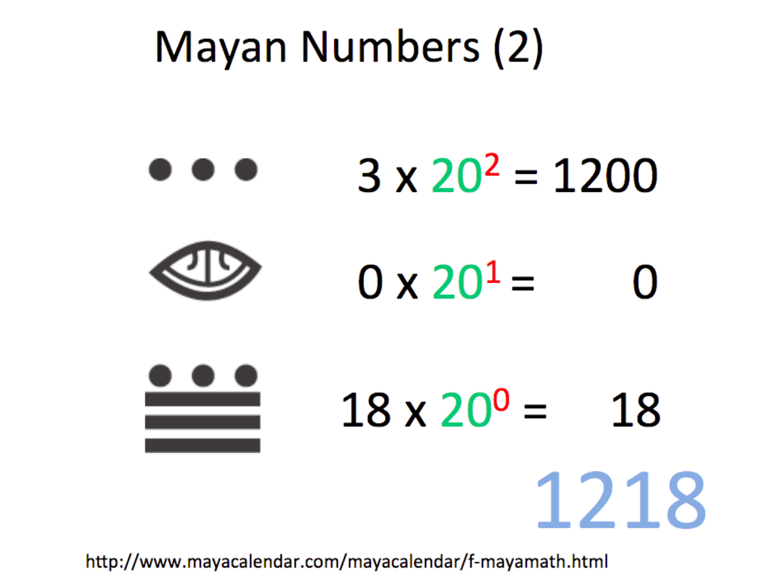# Mayan Numbers (2)

$3 \times 20^2 = 1200$

$0 \times 20^1 = 0$

$18 \times 20^0 = 18$

1218

http://www.mayacalendar.com/mayacalendar/f-mayamath.html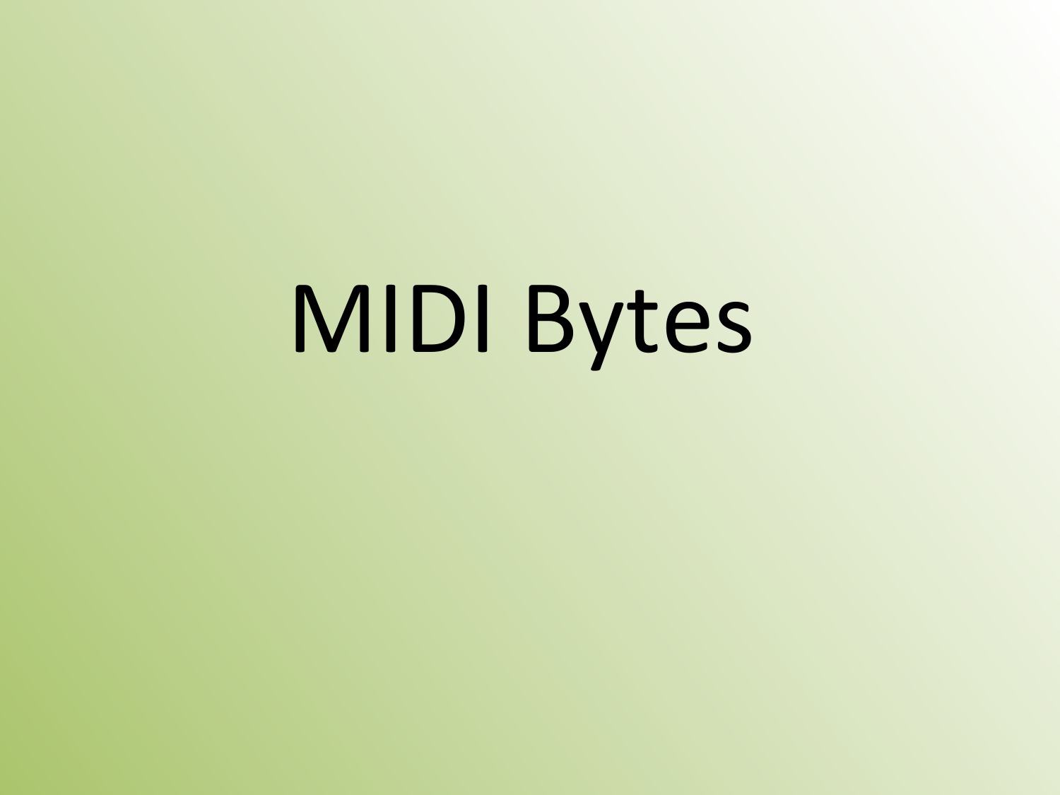# MIDI Bytes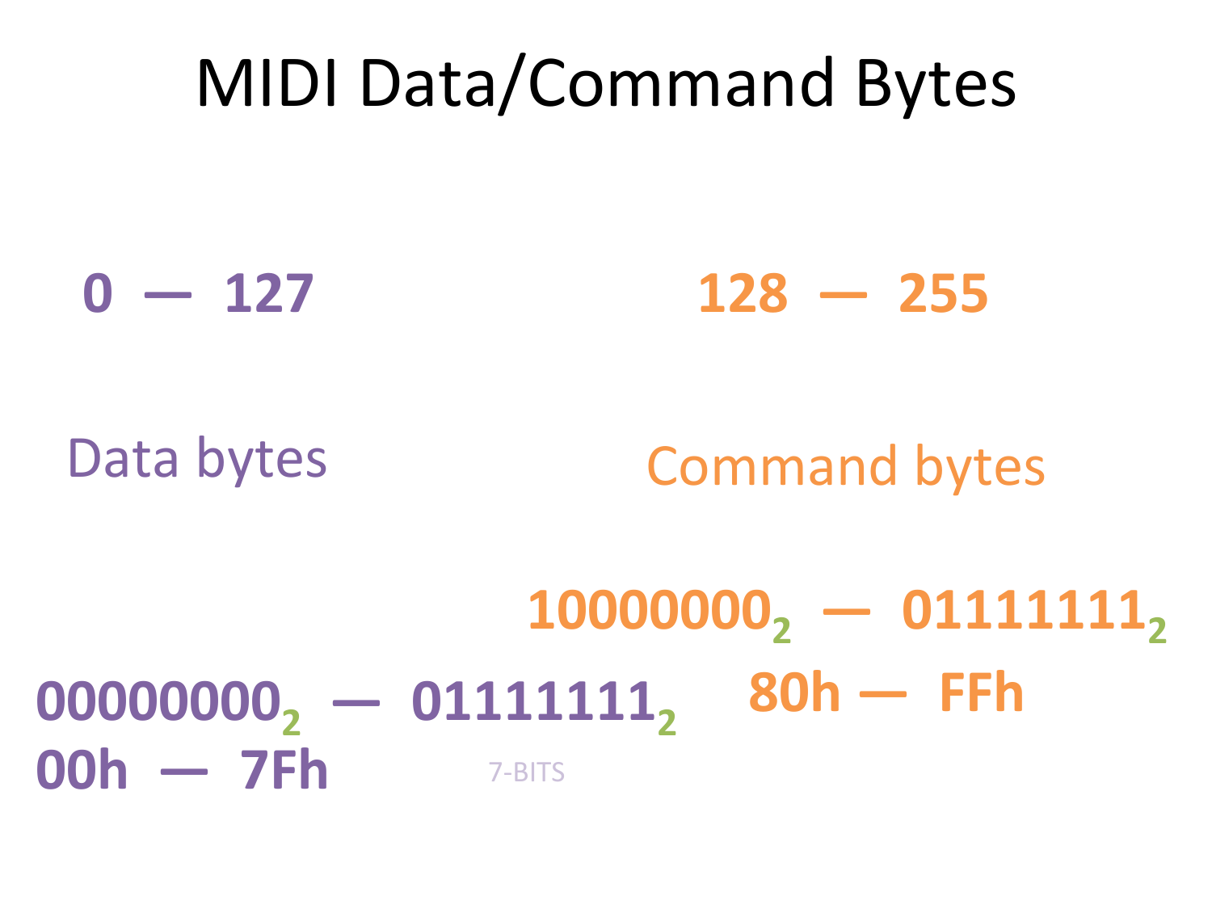# MIDI Data/Command Bytes

**0 — 127**

Data bytes

**$00000000_2$ — $01111111_2$**

**00h — 7Fh**

7-BITS

**128 — 255**

Command bytes

**$10000000_2$ — $01111111_2$**

**80h — FFh**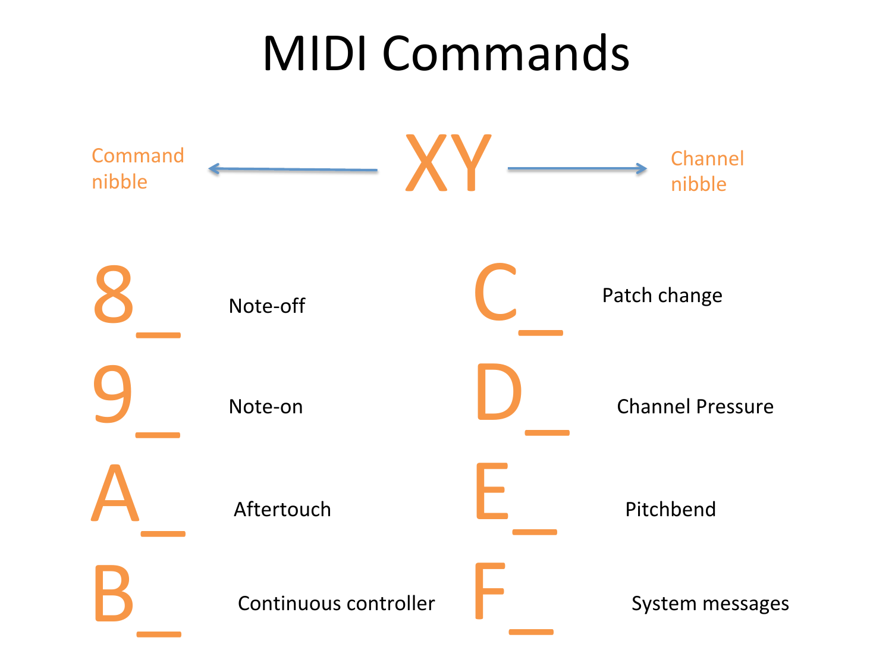# MIDI Commands

Command nibble ← **XY** → Channel nibble

| Command | Description | Command | Description |
|---|---|---|---|
| 8_ | Note-off | C_ | Patch change |
| 9_ | Note-on | D_ | Channel Pressure |
| A_ | Aftertouch | E_ | Pitchbend |
| B_ | Continuous controller | F_ | System messages |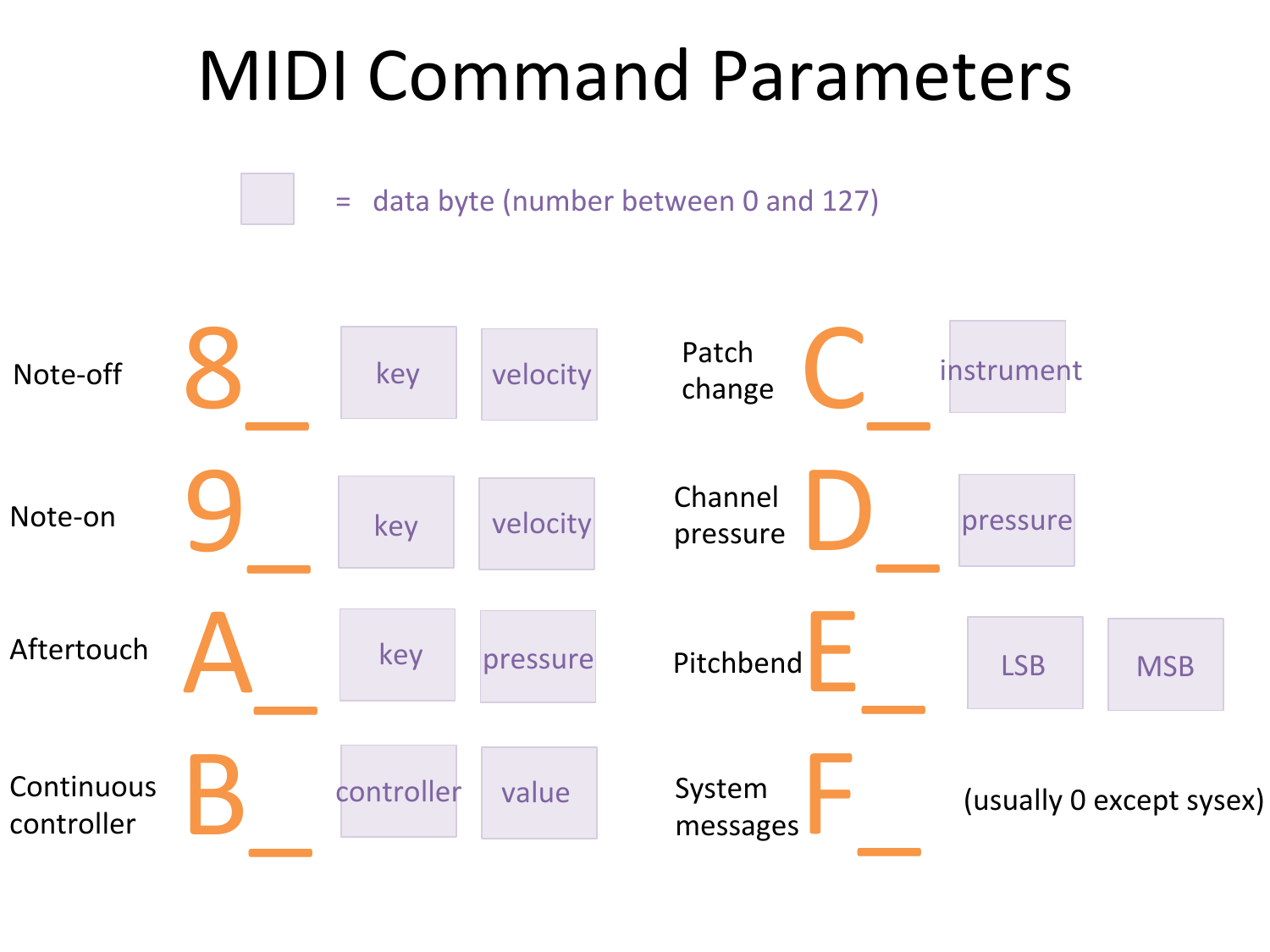# MIDI Command Parameters

☐ = data byte (number between 0 and 127)

| Command | Status | Data byte 1 | Data byte 2 |
|---|---|---|---|
| Note-off | 8_ | key | velocity |
| Note-on | 9_ | key | velocity |
| Aftertouch | A_ | key | pressure |
| Continuous controller | B_ | controller | value |
| Patch change | C_ | instrument | |
| Channel pressure | D_ | pressure | |
| Pitchbend | E_ | LSB | MSB |
| System messages | F_ | (usually 0 except sysex) | |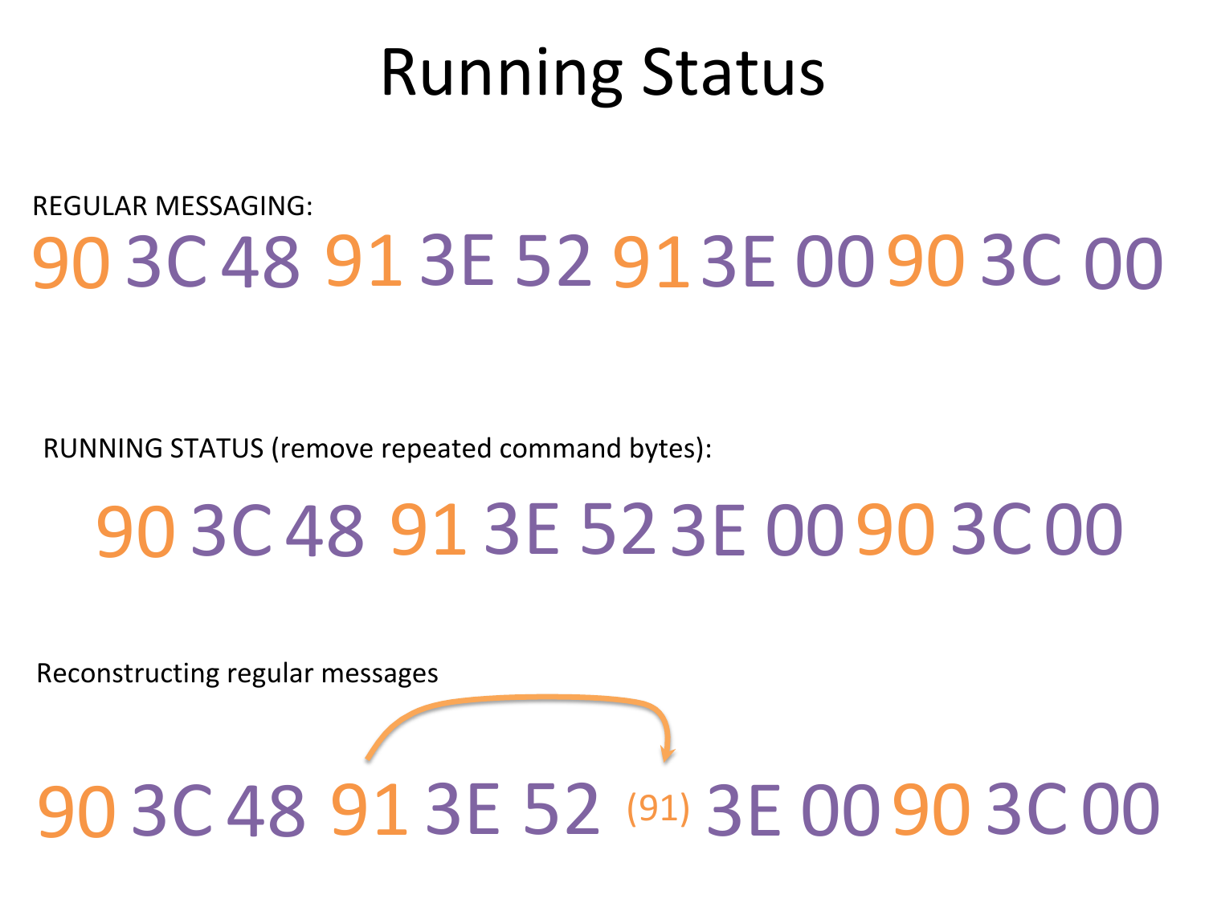# Running Status

REGULAR MESSAGING:

90 3C 48 91 3E 52 91 3E 00 90 3C 00

RUNNING STATUS (remove repeated command bytes):

90 3C 48 91 3E 52 3E 00 90 3C 00

Reconstructing regular messages

90 3C 48 91 3E 52 (91) 3E 00 90 3C 00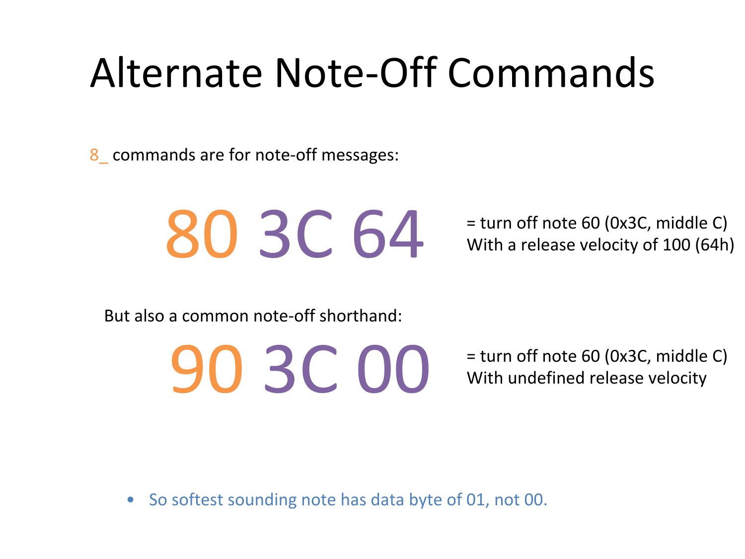# Alternate Note-Off Commands

8_ commands are for note-off messages:

**80 3C 64** = turn off note 60 (0x3C, middle C) With a release velocity of 100 (64h)

But also a common note-off shorthand:

**90 3C 00** = turn off note 60 (0x3C, middle C) With undefined release velocity

- So softest sounding note has data byte of 01, not 00.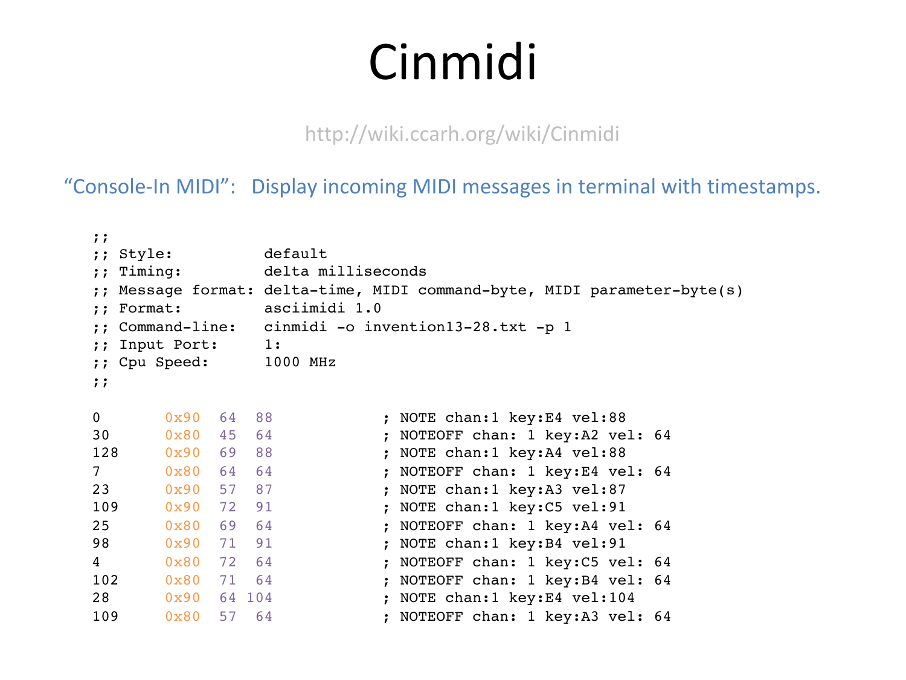# Cinmidi

http://wiki.ccarh.org/wiki/Cinmidi

"Console-In MIDI": Display incoming MIDI messages in terminal with timestamps.

```
;;
;; Style:          default
;; Timing:         delta milliseconds
;; Message format: delta-time, MIDI command-byte, MIDI parameter-byte(s)
;; Format:         asciimidi 1.0
;; Command-line:   cinmidi -o invention13-28.txt -p 1
;; Input Port:     1:
;; Cpu Speed:      1000 MHz
;;

0       0x90   64  88              ; NOTE chan:1 key:E4 vel:88
30      0x80   45  64              ; NOTEOFF chan: 1 key:A2 vel: 64
128     0x90   69  88              ; NOTE chan:1 key:A4 vel:88
7       0x80   64  64              ; NOTEOFF chan: 1 key:E4 vel: 64
23      0x90   57  87              ; NOTE chan:1 key:A3 vel:87
109     0x90   72  91              ; NOTE chan:1 key:C5 vel:91
25      0x80   69  64              ; NOTEOFF chan: 1 key:A4 vel: 64
98      0x90   71  91              ; NOTE chan:1 key:B4 vel:91
4       0x80   72  64              ; NOTEOFF chan: 1 key:C5 vel: 64
102     0x80   71  64              ; NOTEOFF chan: 1 key:B4 vel: 64
28      0x90   64 104              ; NOTE chan:1 key:E4 vel:104
109     0x80   57  64              ; NOTEOFF chan: 1 key:A3 vel: 64
```